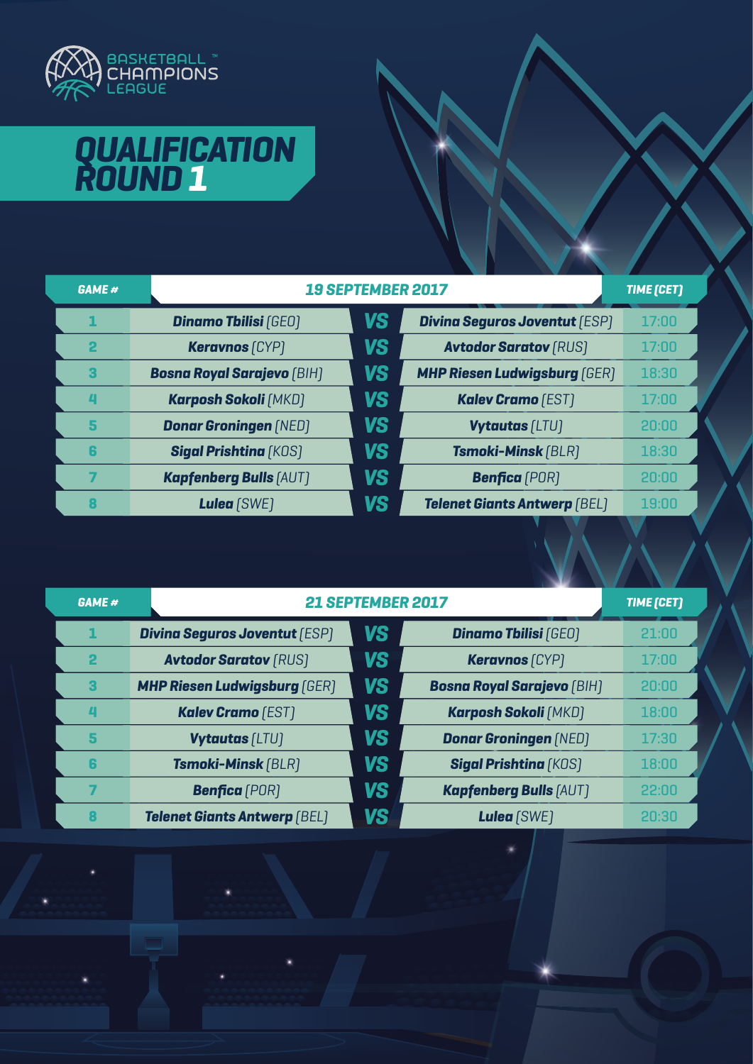BASKETBALL™ CHAMPIONS LEAGUE

# QUALIFICATION ROUND 1

| GAME # | 19 SEPTEMBER 2017 | | | TIME (CET) |
|---|---|---|---|---|
| 1 | **Dinamo Tbilisi** [GEO] | VS | **Divina Seguros Joventut** [ESP] | 17:00 |
| 2 | **Keravnos** [CYP] | VS | **Avtodor Saratov** [RUS] | 17:00 |
| 3 | **Bosna Royal Sarajevo** [BIH] | VS | **MHP Riesen Ludwigsburg** [GER] | 18:30 |
| 4 | **Karposh Sokoli** [MKD] | VS | **Kalev Cramo** [EST] | 17:00 |
| 5 | **Donar Groningen** [NED] | VS | **Vytautas** [LTU] | 20:00 |
| 6 | **Sigal Prishtina** [KOS] | VS | **Tsmoki-Minsk** [BLR] | 18:30 |
| 7 | **Kapfenberg Bulls** [AUT] | VS | **Benfica** [POR] | 20:00 |
| 8 | **Lulea** [SWE] | VS | **Telenet Giants Antwerp** [BEL] | 19:00 |

| GAME # | 21 SEPTEMBER 2017 | | | TIME (CET) |
|---|---|---|---|---|
| 1 | **Divina Seguros Joventut** [ESP] | VS | **Dinamo Tbilisi** [GEO] | 21:00 |
| 2 | **Avtodor Saratov** [RUS] | VS | **Keravnos** [CYP] | 17:00 |
| 3 | **MHP Riesen Ludwigsburg** [GER] | VS | **Bosna Royal Sarajevo** [BIH] | 20:00 |
| 4 | **Kalev Cramo** [EST] | VS | **Karposh Sokoli** [MKD] | 18:00 |
| 5 | **Vytautas** [LTU] | VS | **Donar Groningen** [NED] | 17:30 |
| 6 | **Tsmoki-Minsk** [BLR] | VS | **Sigal Prishtina** [KOS] | 18:00 |
| 7 | **Benfica** [POR] | VS | **Kapfenberg Bulls** [AUT] | 22:00 |
| 8 | **Telenet Giants Antwerp** [BEL] | VS | **Lulea** [SWE] | 20:30 |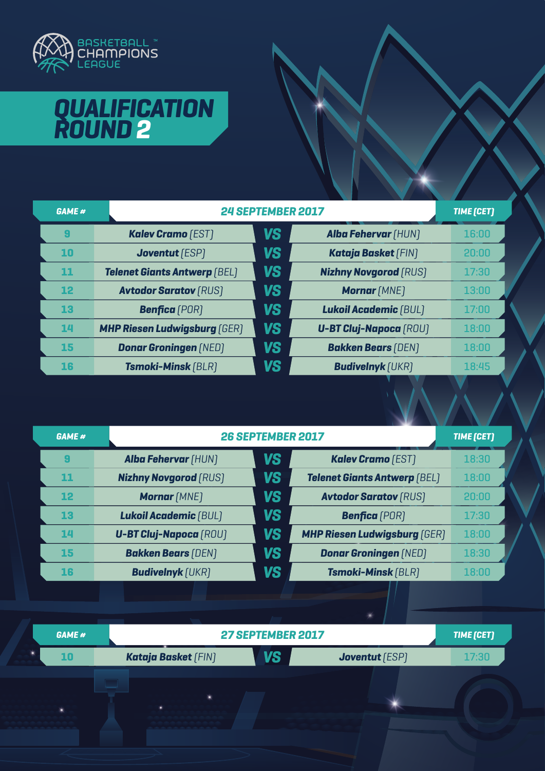BASKETBALL™ CHAMPIONS LEAGUE

# QUALIFICATION ROUND 2

| GAME # | 24 SEPTEMBER 2017 | | | TIME (CET) |
|---|---|---|---|---|
| 9 | **Kalev Cramo** [EST] | VS | **Alba Fehervar** [HUN] | 16:00 |
| 10 | **Joventut** [ESP] | VS | **Kataja Basket** [FIN] | 20:00 |
| 11 | **Telenet Giants Antwerp** [BEL] | VS | **Nizhny Novgorod** [RUS] | 17:30 |
| 12 | **Avtodor Saratov** [RUS] | VS | **Mornar** [MNE] | 13:00 |
| 13 | **Benfica** [POR] | VS | **Lukoil Academic** [BUL] | 17:00 |
| 14 | **MHP Riesen Ludwigsburg** [GER] | VS | **U-BT Cluj-Napoca** [ROU] | 18:00 |
| 15 | **Donar Groningen** [NED] | VS | **Bakken Bears** [DEN] | 18:00 |
| 16 | **Tsmoki-Minsk** [BLR] | VS | **Budivelnyk** [UKR] | 18:45 |

| GAME # | 26 SEPTEMBER 2017 | | | TIME (CET) |
|---|---|---|---|---|
| 9 | **Alba Fehervar** [HUN] | VS | **Kalev Cramo** [EST] | 18:30 |
| 11 | **Nizhny Novgorod** [RUS] | VS | **Telenet Giants Antwerp** [BEL] | 18:00 |
| 12 | **Mornar** [MNE] | VS | **Avtodor Saratov** [RUS] | 20:00 |
| 13 | **Lukoil Academic** [BUL] | VS | **Benfica** [POR] | 17:30 |
| 14 | **U-BT Cluj-Napoca** [ROU] | VS | **MHP Riesen Ludwigsburg** [GER] | 18:00 |
| 15 | **Bakken Bears** [DEN] | VS | **Donar Groningen** [NED] | 18:30 |
| 16 | **Budivelnyk** [UKR] | VS | **Tsmoki-Minsk** [BLR] | 18:00 |

| GAME # | 27 SEPTEMBER 2017 | | | TIME (CET) |
|---|---|---|---|---|
| 10 | **Kataja Basket** [FIN] | VS | **Joventut** [ESP] | 17:30 |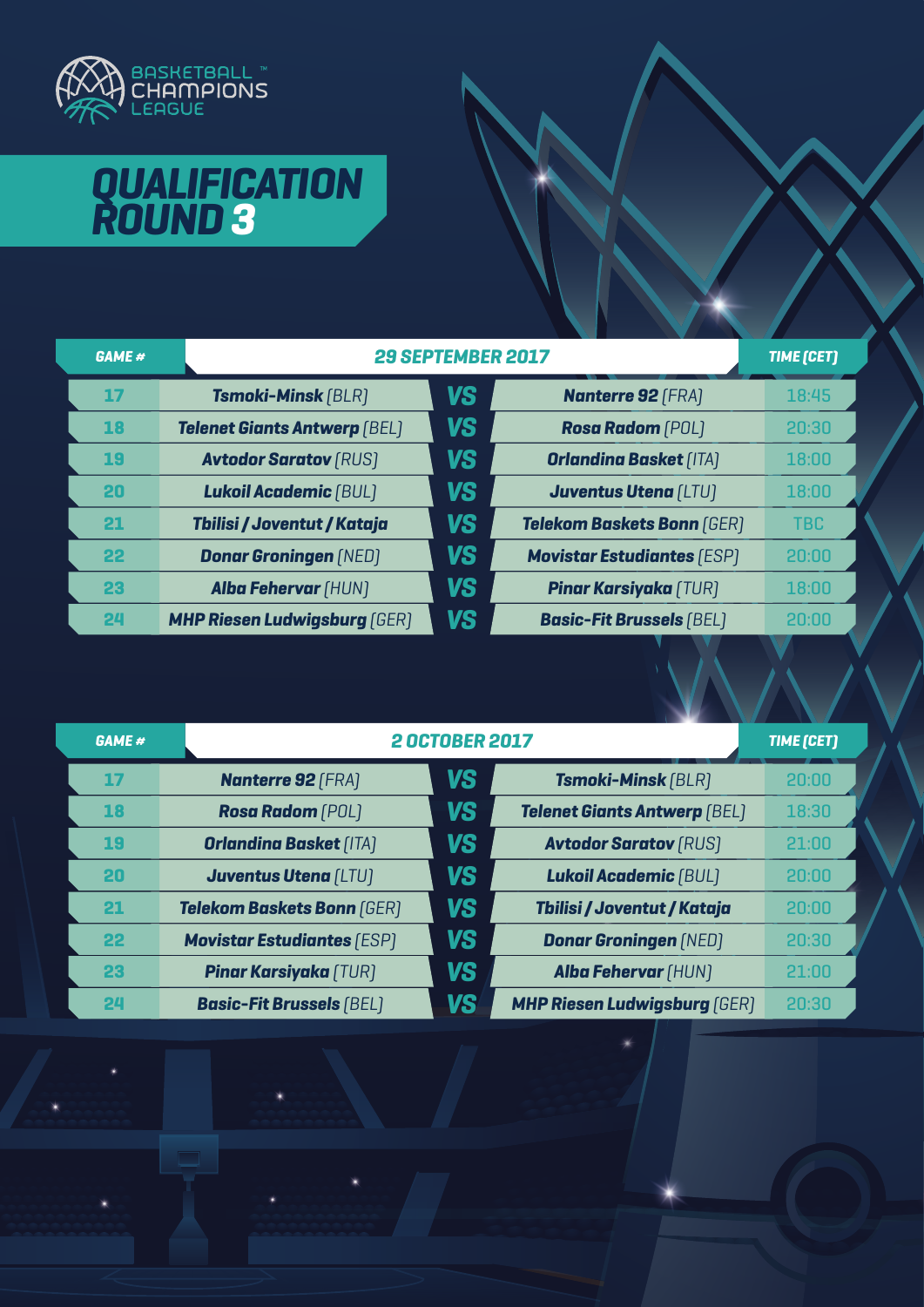BASKETBALL™ CHAMPIONS LEAGUE

# QUALIFICATION ROUND 3

| GAME # | 29 SEPTEMBER 2017 | | | TIME (CET) |
|---|---|---|---|---|
| 17 | **Tsmoki-Minsk** [BLR] | VS | **Nanterre 92** [FRA] | 18:45 |
| 18 | **Telenet Giants Antwerp** [BEL] | VS | **Rosa Radom** [POL] | 20:30 |
| 19 | **Avtodor Saratov** [RUS] | VS | **Orlandina Basket** [ITA] | 18:00 |
| 20 | **Lukoil Academic** [BUL] | VS | **Juventus Utena** [LTU] | 18:00 |
| 21 | **Tbilisi / Joventut / Kataja** | VS | **Telekom Baskets Bonn** [GER] | TBC |
| 22 | **Donar Groningen** [NED] | VS | **Movistar Estudiantes** [ESP] | 20:00 |
| 23 | **Alba Fehervar** [HUN] | VS | **Pinar Karsiyaka** [TUR] | 18:00 |
| 24 | **MHP Riesen Ludwigsburg** [GER] | VS | **Basic-Fit Brussels** [BEL] | 20:00 |

| GAME # | 2 OCTOBER 2017 | | | TIME (CET) |
|---|---|---|---|---|
| 17 | **Nanterre 92** [FRA] | VS | **Tsmoki-Minsk** [BLR] | 20:00 |
| 18 | **Rosa Radom** [POL] | VS | **Telenet Giants Antwerp** [BEL] | 18:30 |
| 19 | **Orlandina Basket** [ITA] | VS | **Avtodor Saratov** [RUS] | 21:00 |
| 20 | **Juventus Utena** [LTU] | VS | **Lukoil Academic** [BUL] | 20:00 |
| 21 | **Telekom Baskets Bonn** [GER] | VS | **Tbilisi / Joventut / Kataja** | 20:00 |
| 22 | **Movistar Estudiantes** [ESP] | VS | **Donar Groningen** [NED] | 20:30 |
| 23 | **Pinar Karsiyaka** [TUR] | VS | **Alba Fehervar** [HUN] | 21:00 |
| 24 | **Basic-Fit Brussels** [BEL] | VS | **MHP Riesen Ludwigsburg** [GER] | 20:30 |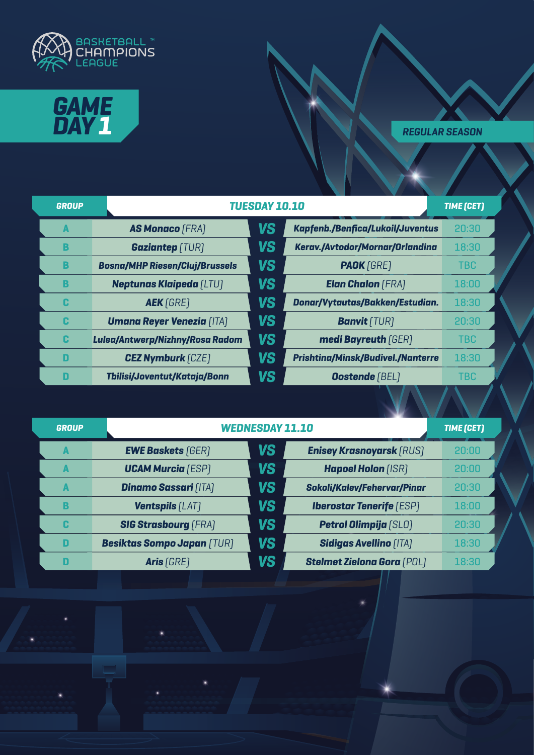BASKETBALL CHAMPIONS LEAGUE

# GAME DAY 1

REGULAR SEASON

| GROUP | TUESDAY 10.10 | | | TIME (CET) |
|---|---|---|---|---|
| A | **AS Monaco** [FRA] | VS | **Kapfenb./Benfica/Lukoil/Juventus** | 20:30 |
| B | **Gaziantep** [TUR] | VS | **Kerav./Avtodor/Mornar/Orlandina** | 18:30 |
| B | **Bosna/MHP Riesen/Cluj/Brussels** | VS | **PAOK** [GRE] | TBC |
| B | **Neptunas Klaipeda** [LTU] | VS | **Elan Chalon** [FRA] | 18:00 |
| C | **AEK** [GRE] | VS | **Donar/Vytautas/Bakken/Estudian.** | 18:30 |
| C | **Umana Reyer Venezia** [ITA] | VS | **Banvit** [TUR] | 20:30 |
| C | **Lulea/Antwerp/Nizhny/Rosa Radom** | VS | **medi Bayreuth** [GER] | TBC |
| D | **CEZ Nymburk** [CZE] | VS | **Prishtina/Minsk/Budivel./Nanterre** | 18:30 |
| D | **Tbilisi/Joventut/Kataja/Bonn** | VS | **Oostende** [BEL] | TBC |

| GROUP | WEDNESDAY 11.10 | | | TIME (CET) |
|---|---|---|---|---|
| A | **EWE Baskets** [GER] | VS | **Enisey Krasnoyarsk** [RUS] | 20:00 |
| A | **UCAM Murcia** [ESP] | VS | **Hapoel Holon** [ISR] | 20:00 |
| A | **Dinamo Sassari** [ITA] | VS | **Sokoli/Kalev/Fehervar/Pinar** | 20:30 |
| B | **Ventspils** [LAT] | VS | **Iberostar Tenerife** [ESP] | 18:00 |
| C | **SIG Strasbourg** [FRA] | VS | **Petrol Olimpija** [SLO] | 20:30 |
| D | **Besiktas Sompo Japan** [TUR] | VS | **Sidigas Avellino** [ITA] | 18:30 |
| D | **Aris** [GRE] | VS | **Stelmet Zielona Gora** [POL] | 18:30 |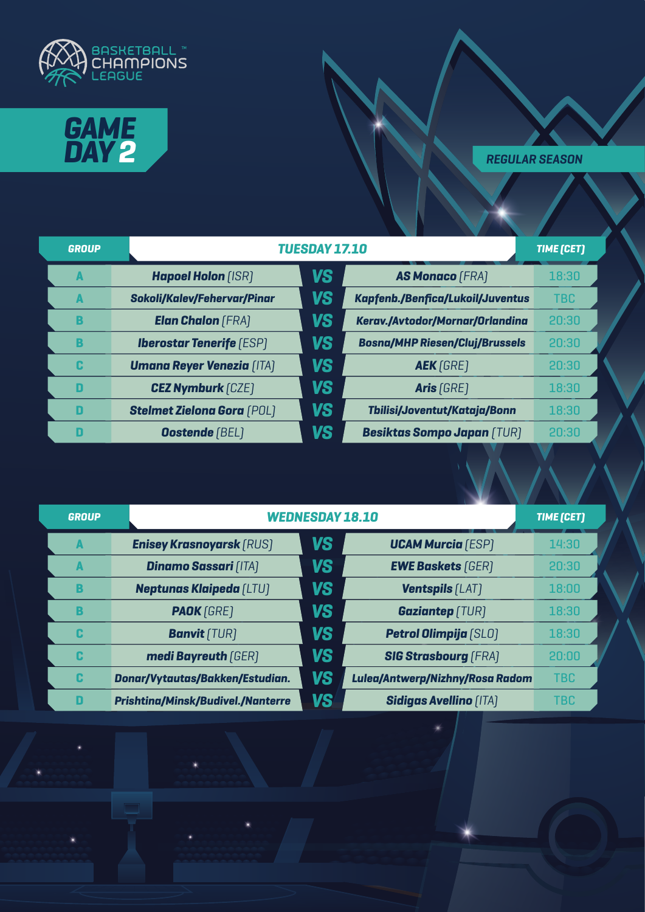BASKETBALL™ CHAMPIONS LEAGUE

# GAME DAY 2

REGULAR SEASON

| GROUP | TUESDAY 17.10 | | | TIME (CET) |
|---|---|---|---|---|
| A | **Hapoel Holon** (ISR) | VS | **AS Monaco** (FRA) | 18:30 |
| A | **Sokoli/Kalev/Fehervar/Pinar** | VS | **Kapfenb./Benfica/Lukoil/Juventus** | TBC |
| B | **Elan Chalon** (FRA) | VS | **Kerav./Avtodor/Mornar/Orlandina** | 20:30 |
| B | **Iberostar Tenerife** (ESP) | VS | **Bosna/MHP Riesen/Cluj/Brussels** | 20:30 |
| C | **Umana Reyer Venezia** (ITA) | VS | **AEK** (GRE) | 20:30 |
| D | **CEZ Nymburk** (CZE) | VS | **Aris** (GRE) | 18:30 |
| D | **Stelmet Zielona Gora** (POL) | VS | **Tbilisi/Joventut/Kataja/Bonn** | 18:30 |
| D | **Oostende** (BEL) | VS | **Besiktas Sompo Japan** (TUR) | 20:30 |

| GROUP | WEDNESDAY 18.10 | | | TIME (CET) |
|---|---|---|---|---|
| A | **Enisey Krasnoyarsk** (RUS) | VS | **UCAM Murcia** (ESP) | 14:30 |
| A | **Dinamo Sassari** (ITA) | VS | **EWE Baskets** (GER) | 20:30 |
| B | **Neptunas Klaipeda** (LTU) | VS | **Ventspils** (LAT) | 18:00 |
| B | **PAOK** (GRE) | VS | **Gaziantep** (TUR) | 18:30 |
| C | **Banvit** (TUR) | VS | **Petrol Olimpija** (SLO) | 18:30 |
| C | **medi Bayreuth** (GER) | VS | **SIG Strasbourg** (FRA) | 20:00 |
| C | **Donar/Vytautas/Bakken/Estudian.** | VS | **Lulea/Antwerp/Nizhny/Rosa Radom** | TBC |
| D | **Prishtina/Minsk/Budivel./Nanterre** | VS | **Sidigas Avellino** (ITA) | TBC |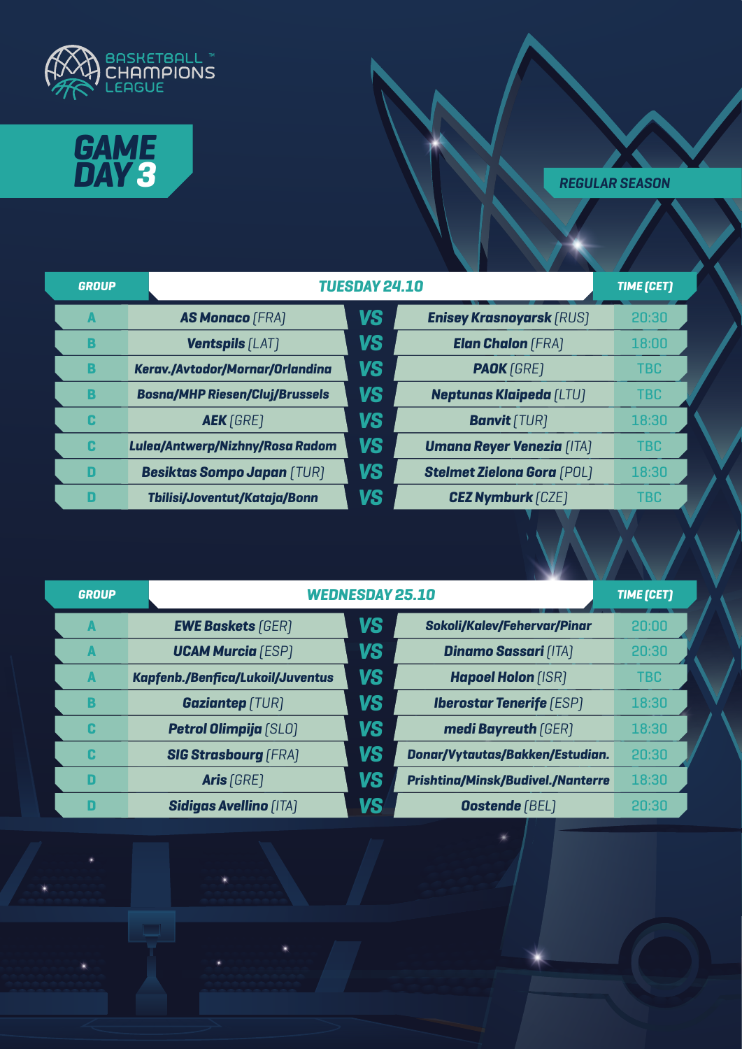BASKETBALL CHAMPIONS LEAGUE

# GAME DAY 3

REGULAR SEASON

| GROUP | TUESDAY 24.10 | | | TIME (CET) |
|---|---|---|---|---|
| A | **AS Monaco** [FRA] | VS | **Enisey Krasnoyarsk** [RUS] | 20:30 |
| B | **Ventspils** [LAT] | VS | **Elan Chalon** [FRA] | 18:00 |
| B | **Kerav./Avtodor/Mornar/Orlandina** | VS | **PAOK** [GRE] | TBC |
| B | **Bosna/MHP Riesen/Cluj/Brussels** | VS | **Neptunas Klaipeda** [LTU] | TBC |
| C | **AEK** [GRE] | VS | **Banvit** [TUR] | 18:30 |
| C | **Lulea/Antwerp/Nizhny/Rosa Radom** | VS | **Umana Reyer Venezia** [ITA] | TBC |
| D | **Besiktas Sompo Japan** [TUR] | VS | **Stelmet Zielona Gora** [POL] | 18:30 |
| D | **Tbilisi/Joventut/Kataja/Bonn** | VS | **CEZ Nymburk** [CZE] | TBC |

| GROUP | WEDNESDAY 25.10 | | | TIME (CET) |
|---|---|---|---|---|
| A | **EWE Baskets** [GER] | VS | **Sokoli/Kalev/Fehervar/Pinar** | 20:00 |
| A | **UCAM Murcia** [ESP] | VS | **Dinamo Sassari** [ITA] | 20:30 |
| A | **Kapfenb./Benfica/Lukoil/Juventus** | VS | **Hapoel Holon** [ISR] | TBC |
| B | **Gaziantep** [TUR] | VS | **Iberostar Tenerife** [ESP] | 18:30 |
| C | **Petrol Olimpija** [SLO] | VS | **medi Bayreuth** [GER] | 18:30 |
| C | **SIG Strasbourg** [FRA] | VS | **Donar/Vytautas/Bakken/Estudian.** | 20:30 |
| D | **Aris** [GRE] | VS | **Prishtina/Minsk/Budivel./Nanterre** | 18:30 |
| D | **Sidigas Avellino** [ITA] | VS | **Oostende** [BEL] | 20:30 |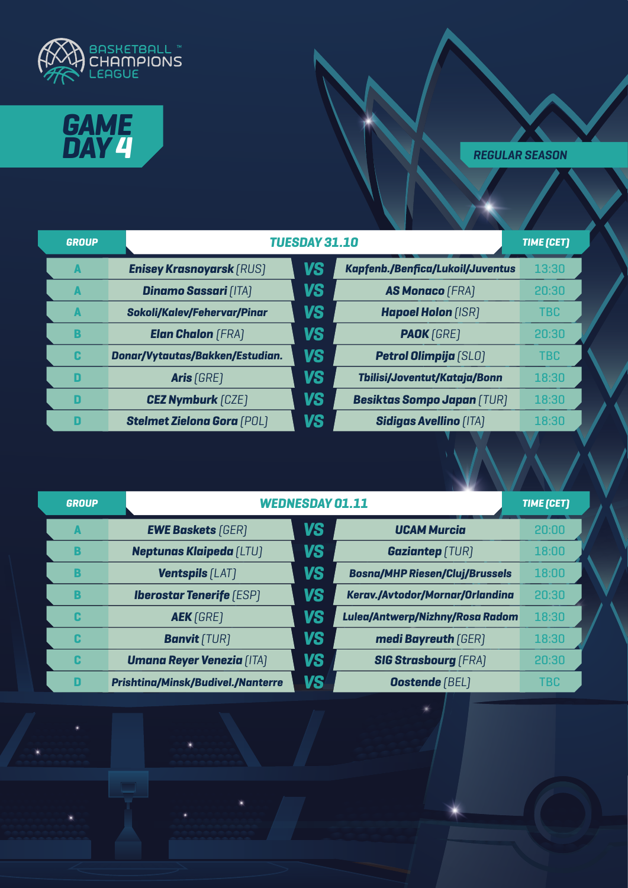BASKETBALL CHAMPIONS LEAGUE

# GAME DAY 4

REGULAR SEASON

| GROUP | TUESDAY 31.10 | | | TIME (CET) |
|---|---|---|---|---|
| A | **Enisey Krasnoyarsk** [RUS] | VS | **Kapfenb./Benfica/Lukoil/Juventus** | 13:30 |
| A | **Dinamo Sassari** [ITA] | VS | **AS Monaco** [FRA] | 20:30 |
| A | **Sokoli/Kalev/Fehervar/Pinar** | VS | **Hapoel Holon** [ISR] | TBC |
| B | **Elan Chalon** [FRA] | VS | **PAOK** [GRE] | 20:30 |
| C | **Donar/Vytautas/Bakken/Estudian.** | VS | **Petrol Olimpija** [SLO] | TBC |
| D | **Aris** [GRE] | VS | **Tbilisi/Joventut/Kataja/Bonn** | 18:30 |
| D | **CEZ Nymburk** [CZE] | VS | **Besiktas Sompo Japan** [TUR] | 18:30 |
| D | **Stelmet Zielona Gora** [POL] | VS | **Sidigas Avellino** [ITA] | 18:30 |

| GROUP | WEDNESDAY 01.11 | | | TIME (CET) |
|---|---|---|---|---|
| A | **EWE Baskets** [GER] | VS | **UCAM Murcia** | 20:00 |
| B | **Neptunas Klaipeda** [LTU] | VS | **Gaziantep** [TUR] | 18:00 |
| B | **Ventspils** [LAT] | VS | **Bosna/MHP Riesen/Cluj/Brussels** | 18:00 |
| B | **Iberostar Tenerife** [ESP] | VS | **Kerav./Avtodor/Mornar/Orlandina** | 20:30 |
| C | **AEK** [GRE] | VS | **Lulea/Antwerp/Nizhny/Rosa Radom** | 18:30 |
| C | **Banvit** [TUR] | VS | **medi Bayreuth** [GER] | 18:30 |
| C | **Umana Reyer Venezia** [ITA] | VS | **SIG Strasbourg** [FRA] | 20:30 |
| D | **Prishtina/Minsk/Budivel./Nanterre** | VS | **Oostende** [BEL] | TBC |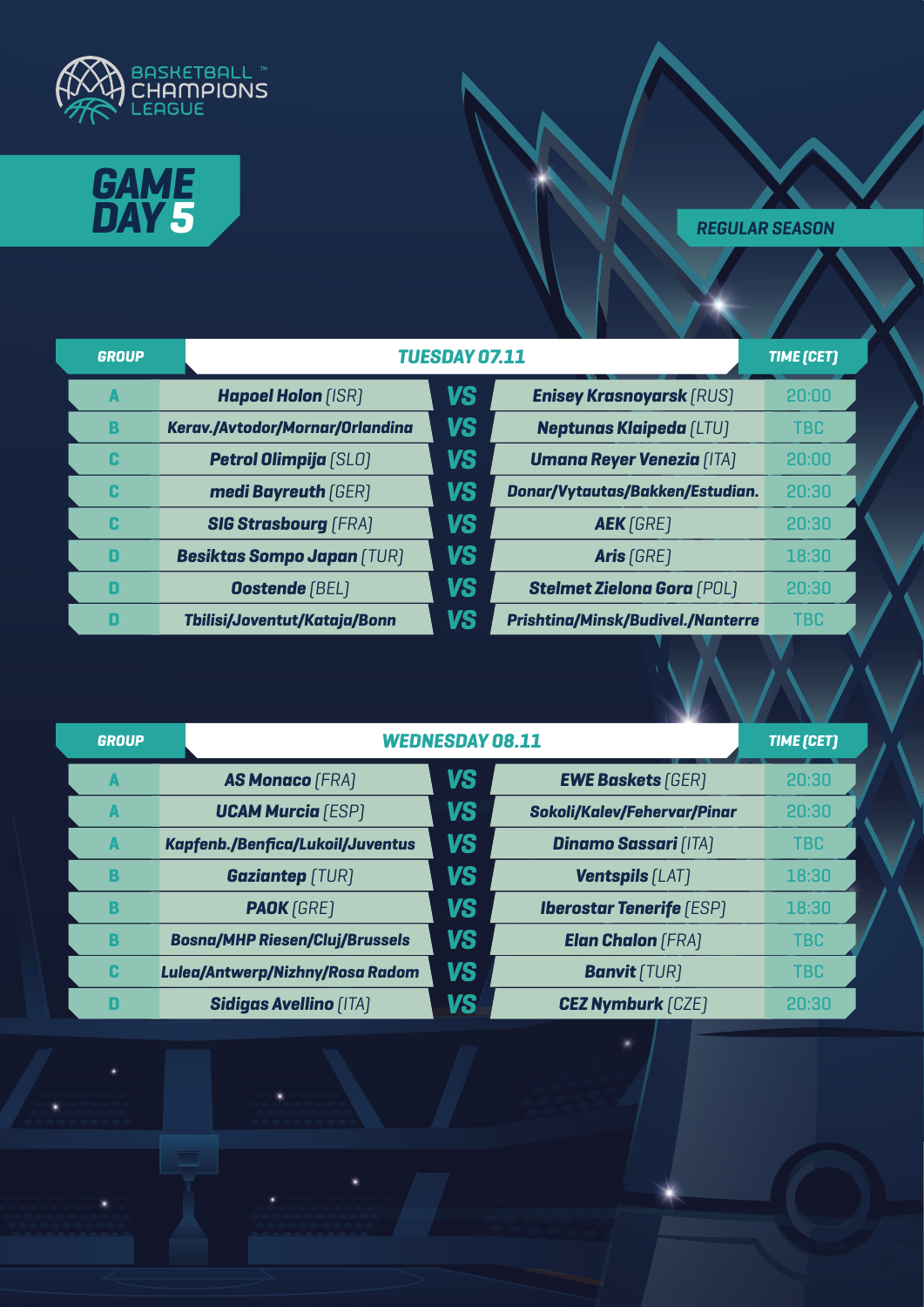# BASKETBALL CHAMPIONS LEAGUE

## GAME DAY 5

**REGULAR SEASON**

| GROUP | TUESDAY 07.11 | | | TIME (CET) |
|---|---|---|---|---|
| A | **Hapoel Holon** [ISR] | VS | **Enisey Krasnoyarsk** [RUS] | 20:00 |
| B | **Kerav./Avtodor/Mornar/Orlandina** | VS | **Neptunas Klaipeda** [LTU] | TBC |
| C | **Petrol Olimpija** [SLO] | VS | **Umana Reyer Venezia** [ITA] | 20:00 |
| C | **medi Bayreuth** [GER] | VS | **Donar/Vytautas/Bakken/Estudian.** | 20:30 |
| C | **SIG Strasbourg** [FRA] | VS | **AEK** [GRE] | 20:30 |
| D | **Besiktas Sompo Japan** [TUR] | VS | **Aris** [GRE] | 18:30 |
| D | **Oostende** [BEL] | VS | **Stelmet Zielona Gora** [POL] | 20:30 |
| D | **Tbilisi/Joventut/Kataja/Bonn** | VS | **Prishtina/Minsk/Budivel./Nanterre** | TBC |

| GROUP | WEDNESDAY 08.11 | | | TIME (CET) |
|---|---|---|---|---|
| A | **AS Monaco** [FRA] | VS | **EWE Baskets** [GER] | 20:30 |
| A | **UCAM Murcia** [ESP] | VS | **Sokoli/Kalev/Fehervar/Pinar** | 20:30 |
| A | **Kapfenb./Benfica/Lukoil/Juventus** | VS | **Dinamo Sassari** [ITA] | TBC |
| B | **Gaziantep** [TUR] | VS | **Ventspils** [LAT] | 18:30 |
| B | **PAOK** [GRE] | VS | **Iberostar Tenerife** [ESP] | 18:30 |
| B | **Bosna/MHP Riesen/Cluj/Brussels** | VS | **Elan Chalon** [FRA] | TBC |
| C | **Lulea/Antwerp/Nizhny/Rosa Radom** | VS | **Banvit** [TUR] | TBC |
| D | **Sidigas Avellino** [ITA] | VS | **CEZ Nymburk** [CZE] | 20:30 |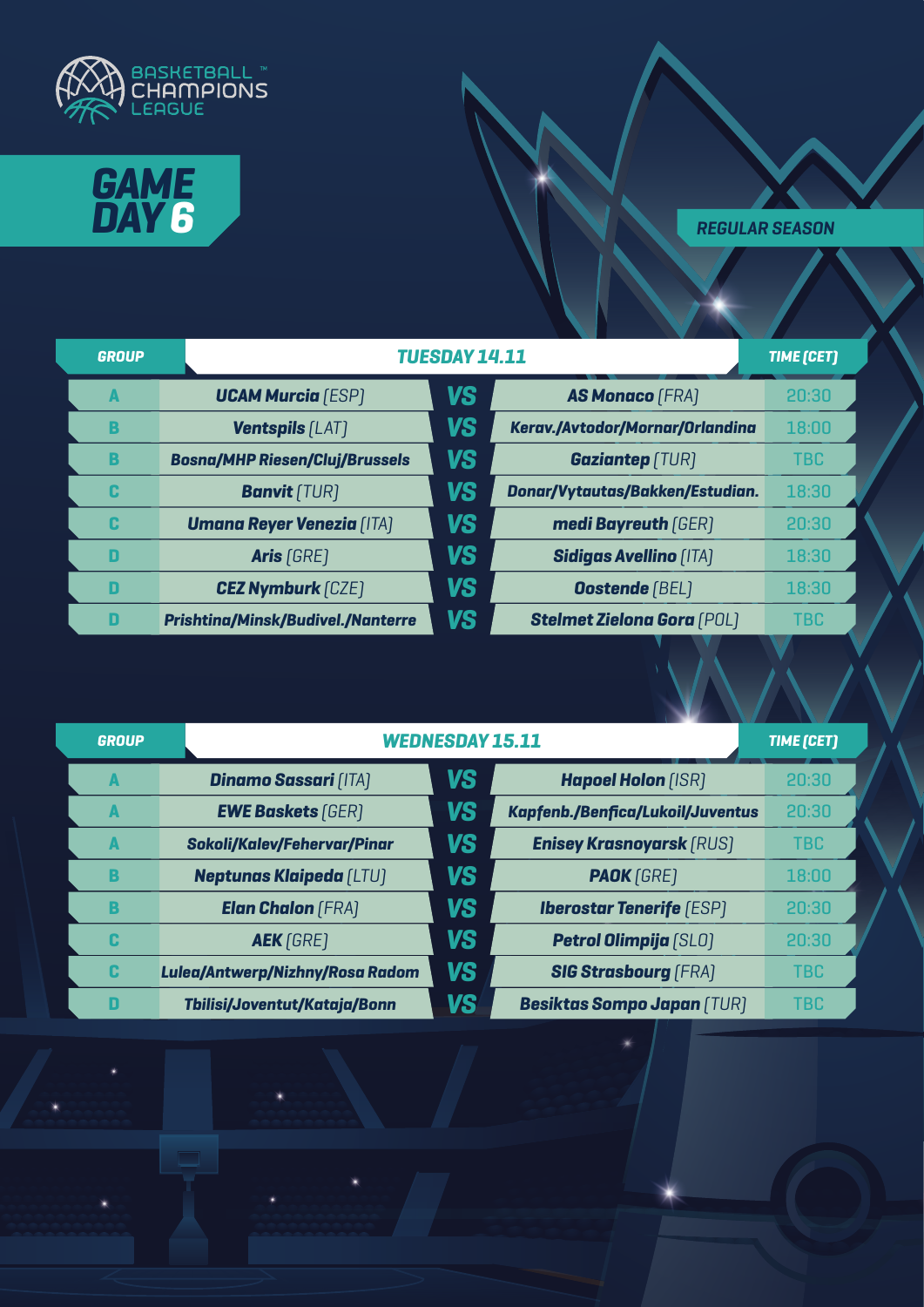Basketball Champions League

# GAME DAY 6

REGULAR SEASON

| GROUP | TUESDAY 14.11 | | | TIME (CET) |
|---|---|---|---|---|
| A | **UCAM Murcia** [ESP] | VS | **AS Monaco** [FRA] | 20:30 |
| B | **Ventspils** [LAT] | VS | **Kerav./Avtodor/Mornar/Orlandina** | 18:00 |
| B | **Bosna/MHP Riesen/Cluj/Brussels** | VS | **Gaziantep** [TUR] | TBC |
| C | **Banvit** [TUR] | VS | **Donar/Vytautas/Bakken/Estudian.** | 18:30 |
| C | **Umana Reyer Venezia** [ITA] | VS | **medi Bayreuth** [GER] | 20:30 |
| D | **Aris** [GRE] | VS | **Sidigas Avellino** [ITA] | 18:30 |
| D | **CEZ Nymburk** [CZE] | VS | **Oostende** [BEL] | 18:30 |
| D | **Prishtina/Minsk/Budivel./Nanterre** | VS | **Stelmet Zielona Gora** [POL] | TBC |

| GROUP | WEDNESDAY 15.11 | | | TIME (CET) |
|---|---|---|---|---|
| A | **Dinamo Sassari** [ITA] | VS | **Hapoel Holon** [ISR] | 20:30 |
| A | **EWE Baskets** [GER] | VS | **Kapfenb./Benfica/Lukoil/Juventus** | 20:30 |
| A | **Sokoli/Kalev/Fehervar/Pinar** | VS | **Enisey Krasnoyarsk** [RUS] | TBC |
| B | **Neptunas Klaipeda** [LTU] | VS | **PAOK** [GRE] | 18:00 |
| B | **Elan Chalon** [FRA] | VS | **Iberostar Tenerife** [ESP] | 20:30 |
| C | **AEK** [GRE] | VS | **Petrol Olimpija** [SLO] | 20:30 |
| C | **Lulea/Antwerp/Nizhny/Rosa Radom** | VS | **SIG Strasbourg** [FRA] | TBC |
| D | **Tbilisi/Joventut/Kataja/Bonn** | VS | **Besiktas Sompo Japan** [TUR] | TBC |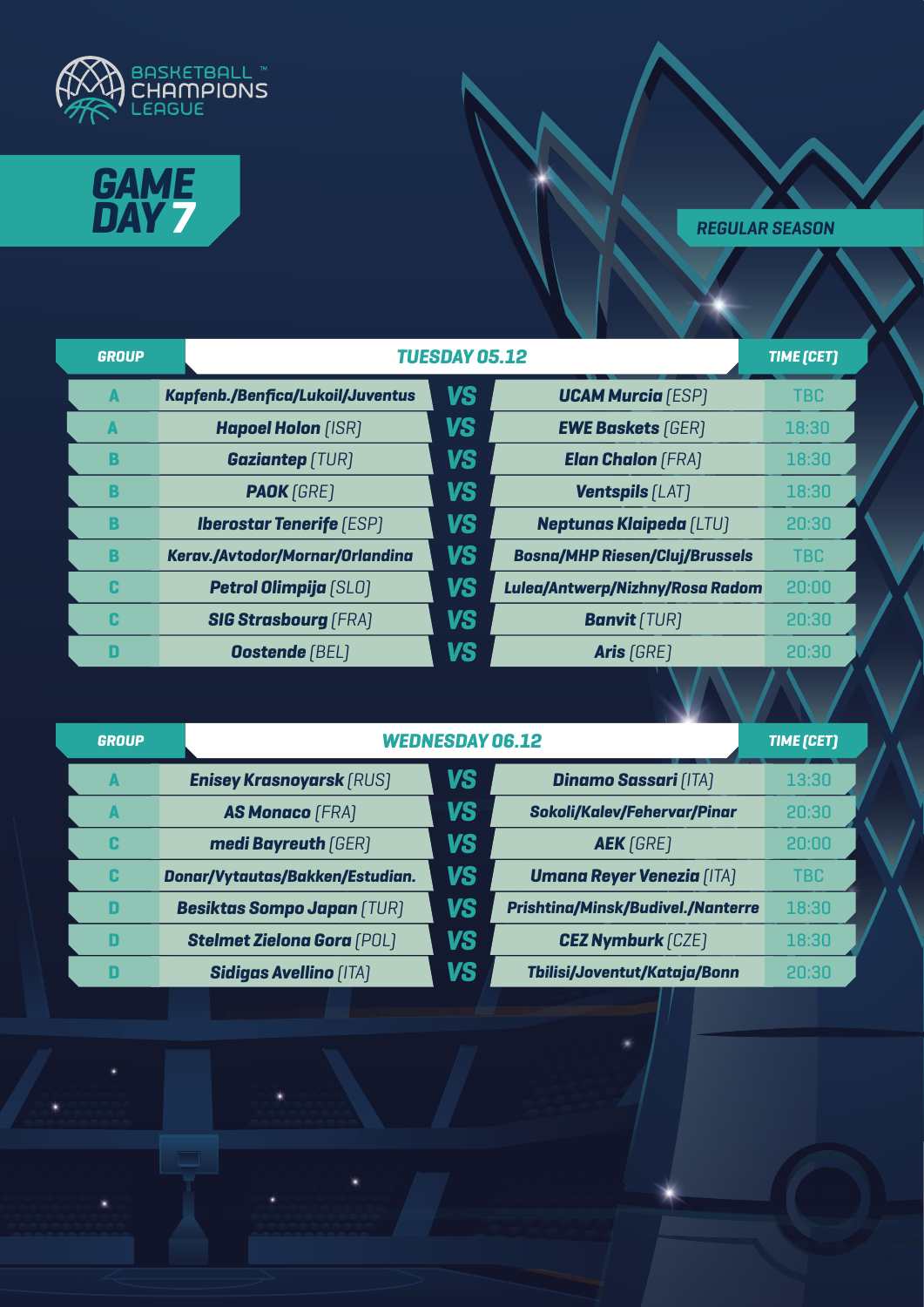BASKETBALL CHAMPIONS LEAGUE

# GAME DAY 7

REGULAR SEASON

| GROUP | TUESDAY 05.12 | | | TIME (CET) |
|---|---|---|---|---|
| A | **Kapfenb./Benfica/Lukoil/Juventus** | VS | **UCAM Murcia** [ESP] | TBC |
| A | **Hapoel Holon** [ISR] | VS | **EWE Baskets** [GER] | 18:30 |
| B | **Gaziantep** [TUR] | VS | **Elan Chalon** [FRA] | 18:30 |
| B | **PAOK** [GRE] | VS | **Ventspils** [LAT] | 18:30 |
| B | **Iberostar Tenerife** [ESP] | VS | **Neptunas Klaipeda** [LTU] | 20:30 |
| B | **Kerav./Avtodor/Mornar/Orlandina** | VS | **Bosna/MHP Riesen/Cluj/Brussels** | TBC |
| C | **Petrol Olimpija** [SLO] | VS | **Lulea/Antwerp/Nizhny/Rosa Radom** | 20:00 |
| C | **SIG Strasbourg** [FRA] | VS | **Banvit** [TUR] | 20:30 |
| D | **Oostende** [BEL] | VS | **Aris** [GRE] | 20:30 |

| GROUP | WEDNESDAY 06.12 | | | TIME (CET) |
|---|---|---|---|---|
| A | **Enisey Krasnoyarsk** [RUS] | VS | **Dinamo Sassari** [ITA] | 13:30 |
| A | **AS Monaco** [FRA] | VS | **Sokoli/Kalev/Fehervar/Pinar** | 20:30 |
| C | **medi Bayreuth** [GER] | VS | **AEK** [GRE] | 20:00 |
| C | **Donar/Vytautas/Bakken/Estudian.** | VS | **Umana Reyer Venezia** [ITA] | TBC |
| D | **Besiktas Sompo Japan** [TUR] | VS | **Prishtina/Minsk/Budivel./Nanterre** | 18:30 |
| D | **Stelmet Zielona Gora** [POL] | VS | **CEZ Nymburk** [CZE] | 18:30 |
| D | **Sidigas Avellino** [ITA] | VS | **Tbilisi/Joventut/Kataja/Bonn** | 20:30 |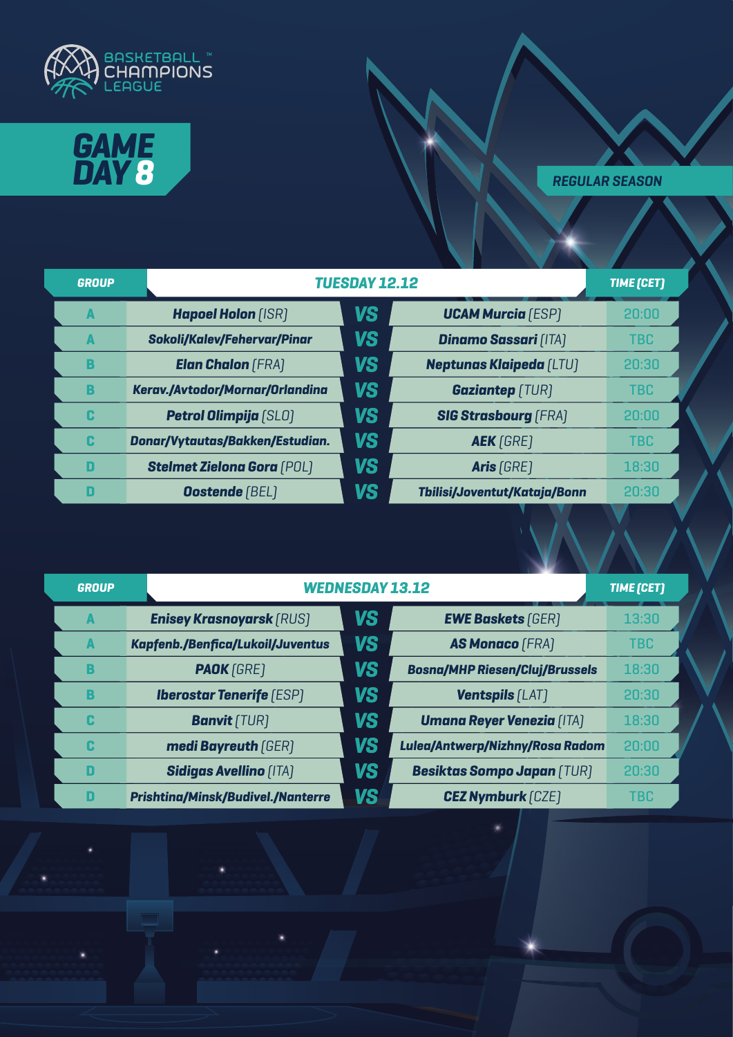BASKETBALL CHAMPIONS LEAGUE

# GAME DAY 8

REGULAR SEASON

| GROUP | TUESDAY 12.12 | | | TIME (CET) |
|---|---|---|---|---|
| A | **Hapoel Holon** [ISR] | VS | **UCAM Murcia** [ESP] | 20:00 |
| A | **Sokoli/Kalev/Fehervar/Pinar** | VS | **Dinamo Sassari** [ITA] | TBC |
| B | **Elan Chalon** [FRA] | VS | **Neptunas Klaipeda** [LTU] | 20:30 |
| B | **Kerav./Avtodor/Mornar/Orlandina** | VS | **Gaziantep** [TUR] | TBC |
| C | **Petrol Olimpija** [SLO] | VS | **SIG Strasbourg** [FRA] | 20:00 |
| C | **Donar/Vytautas/Bakken/Estudian.** | VS | **AEK** [GRE] | TBC |
| D | **Stelmet Zielona Gora** [POL] | VS | **Aris** [GRE] | 18:30 |
| D | **Oostende** [BEL] | VS | **Tbilisi/Joventut/Kataja/Bonn** | 20:30 |

| GROUP | WEDNESDAY 13.12 | | | TIME (CET) |
|---|---|---|---|---|
| A | **Enisey Krasnoyarsk** [RUS] | VS | **EWE Baskets** [GER] | 13:30 |
| A | **Kapfenb./Benfica/Lukoil/Juventus** | VS | **AS Monaco** [FRA] | TBC |
| B | **PAOK** [GRE] | VS | **Bosna/MHP Riesen/Cluj/Brussels** | 18:30 |
| B | **Iberostar Tenerife** [ESP] | VS | **Ventspils** [LAT] | 20:30 |
| C | **Banvit** [TUR] | VS | **Umana Reyer Venezia** [ITA] | 18:30 |
| C | **medi Bayreuth** [GER] | VS | **Lulea/Antwerp/Nizhny/Rosa Radom** | 20:00 |
| D | **Sidigas Avellino** [ITA] | VS | **Besiktas Sompo Japan** [TUR] | 20:30 |
| D | **Prishtina/Minsk/Budivel./Nanterre** | VS | **CEZ Nymburk** [CZE] | TBC |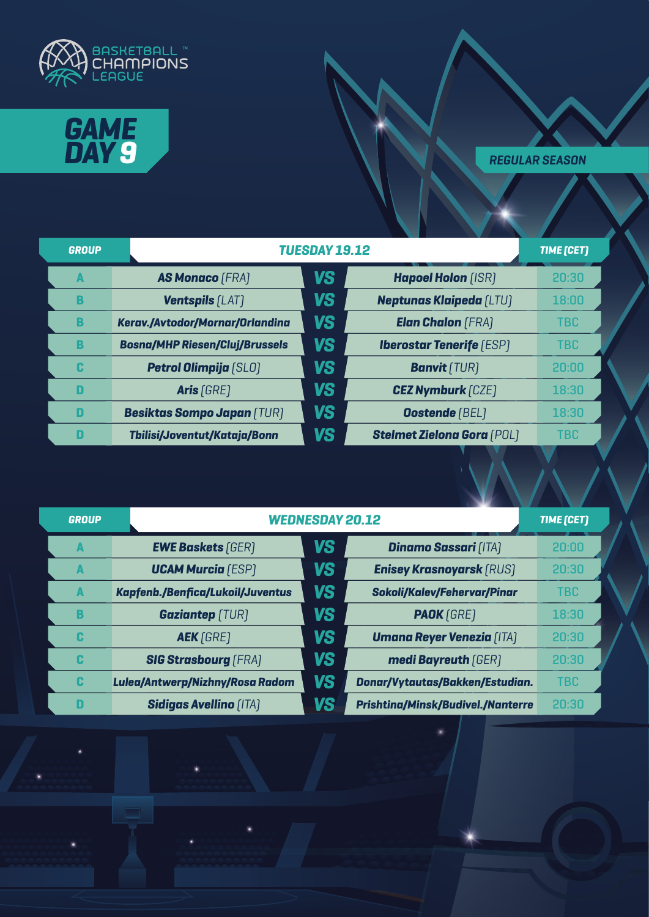BASKETBALL CHAMPIONS LEAGUE

# GAME DAY 9

REGULAR SEASON

| GROUP | TUESDAY 19.12 | | | TIME (CET) |
|---|---|---|---|---|
| A | **AS Monaco** [FRA] | VS | **Hapoel Holon** [ISR] | 20:30 |
| B | **Ventspils** [LAT] | VS | **Neptunas Klaipeda** [LTU] | 18:00 |
| B | **Kerav./Avtodor/Mornar/Orlandina** | VS | **Elan Chalon** [FRA] | TBC |
| B | **Bosna/MHP Riesen/Cluj/Brussels** | VS | **Iberostar Tenerife** [ESP] | TBC |
| C | **Petrol Olimpija** [SLO] | VS | **Banvit** [TUR] | 20:00 |
| D | **Aris** [GRE] | VS | **CEZ Nymburk** [CZE] | 18:30 |
| D | **Besiktas Sompo Japan** [TUR] | VS | **Oostende** [BEL] | 18:30 |
| D | **Tbilisi/Joventut/Kataja/Bonn** | VS | **Stelmet Zielona Gora** [POL] | TBC |

| GROUP | WEDNESDAY 20.12 | | | TIME (CET) |
|---|---|---|---|---|
| A | **EWE Baskets** [GER] | VS | **Dinamo Sassari** [ITA] | 20:00 |
| A | **UCAM Murcia** [ESP] | VS | **Enisey Krasnoyarsk** [RUS] | 20:30 |
| A | **Kapfenb./Benfica/Lukoil/Juventus** | VS | **Sokoli/Kalev/Fehervar/Pinar** | TBC |
| B | **Gaziantep** [TUR] | VS | **PAOK** [GRE] | 18:30 |
| C | **AEK** [GRE] | VS | **Umana Reyer Venezia** [ITA] | 20:30 |
| C | **SIG Strasbourg** [FRA] | VS | **medi Bayreuth** [GER] | 20:30 |
| C | **Lulea/Antwerp/Nizhny/Rosa Radom** | VS | **Donar/Vytautas/Bakken/Estudian.** | TBC |
| D | **Sidigas Avellino** [ITA] | VS | **Prishtina/Minsk/Budivel./Nanterre** | 20:30 |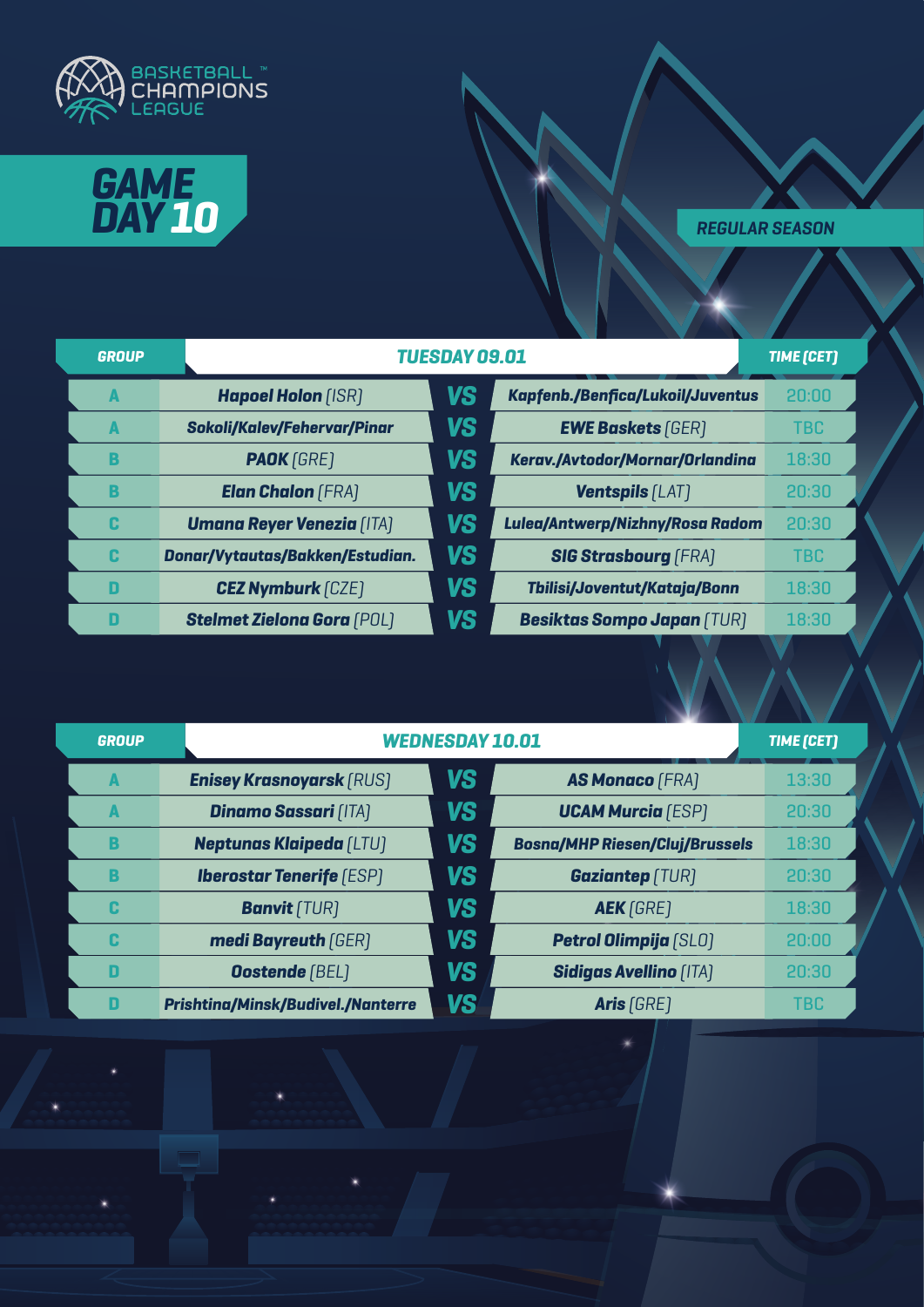BASKETBALL™ CHAMPIONS LEAGUE

# GAME DAY 10

REGULAR SEASON

| GROUP | TUESDAY 09.01 | | | TIME (CET) |
|---|---|---|---|---|
| A | **Hapoel Holon** [ISR] | VS | **Kapfenb./Benfica/Lukoil/Juventus** | 20:00 |
| A | **Sokoli/Kalev/Fehervar/Pinar** | VS | **EWE Baskets** [GER] | TBC |
| B | **PAOK** [GRE] | VS | **Kerav./Avtodor/Mornar/Orlandina** | 18:30 |
| B | **Elan Chalon** [FRA] | VS | **Ventspils** [LAT] | 20:30 |
| C | **Umana Reyer Venezia** [ITA] | VS | **Lulea/Antwerp/Nizhny/Rosa Radom** | 20:30 |
| C | **Donar/Vytautas/Bakken/Estudian.** | VS | **SIG Strasbourg** [FRA] | TBC |
| D | **CEZ Nymburk** [CZE] | VS | **Tbilisi/Joventut/Kataja/Bonn** | 18:30 |
| D | **Stelmet Zielona Gora** [POL] | VS | **Besiktas Sompo Japan** [TUR] | 18:30 |

| GROUP | WEDNESDAY 10.01 | | | TIME (CET) |
|---|---|---|---|---|
| A | **Enisey Krasnoyarsk** [RUS] | VS | **AS Monaco** [FRA] | 13:30 |
| A | **Dinamo Sassari** [ITA] | VS | **UCAM Murcia** [ESP] | 20:30 |
| B | **Neptunas Klaipeda** [LTU] | VS | **Bosna/MHP Riesen/Cluj/Brussels** | 18:30 |
| B | **Iberostar Tenerife** [ESP] | VS | **Gaziantep** [TUR] | 20:30 |
| C | **Banvit** [TUR] | VS | **AEK** [GRE] | 18:30 |
| C | **medi Bayreuth** [GER] | VS | **Petrol Olimpija** [SLO] | 20:00 |
| D | **Oostende** [BEL] | VS | **Sidigas Avellino** [ITA] | 20:30 |
| D | **Prishtina/Minsk/Budivel./Nanterre** | VS | **Aris** [GRE] | TBC |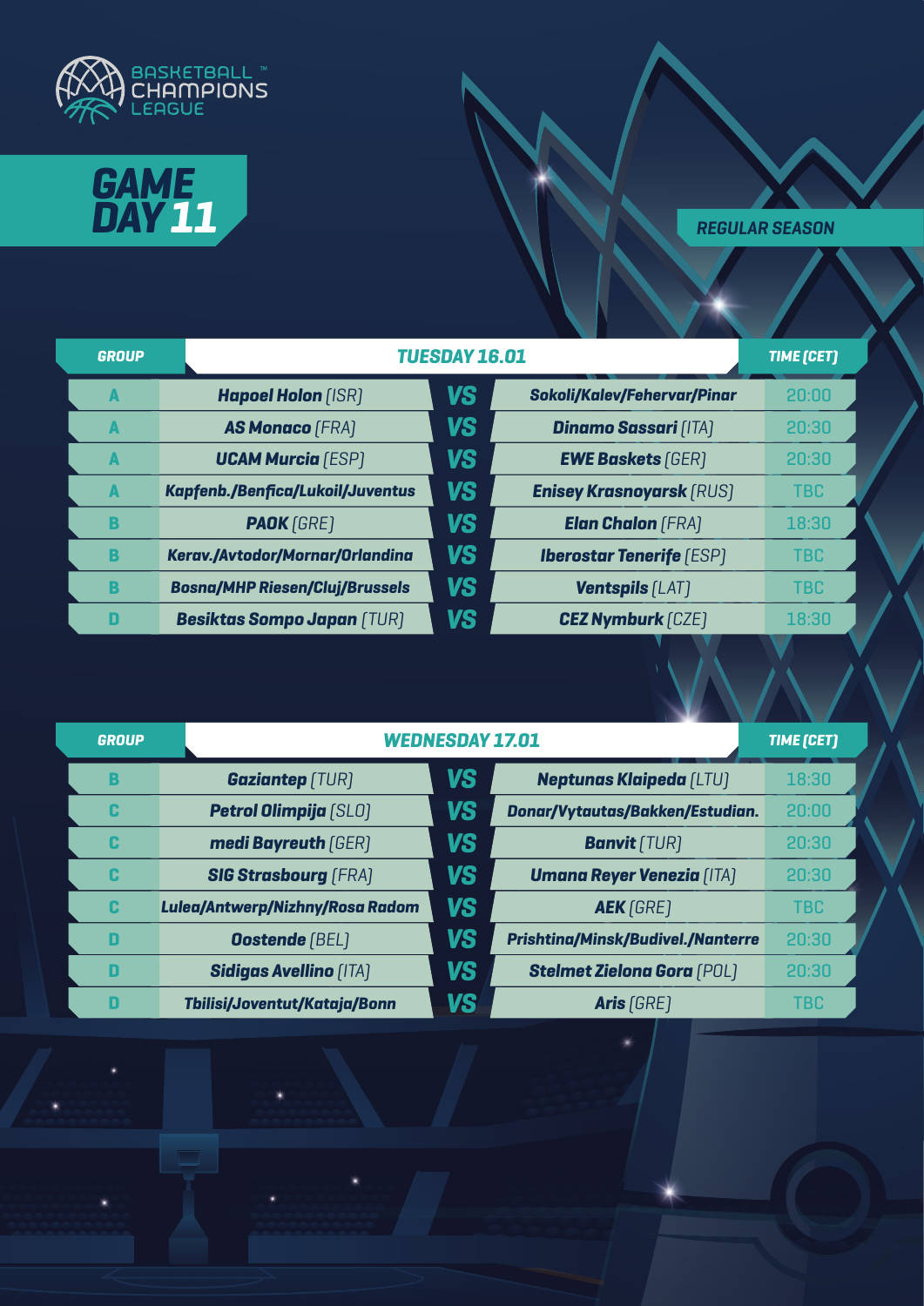BASKETBALL™ CHAMPIONS LEAGUE

# GAME DAY 11

REGULAR SEASON

| GROUP | TUESDAY 16.01 | | | TIME (CET) |
|---|---|---|---|---|
| A | **Hapoel Holon** [ISR] | VS | **Sokoli/Kalev/Fehervar/Pinar** | 20:00 |
| A | **AS Monaco** [FRA] | VS | **Dinamo Sassari** [ITA] | 20:30 |
| A | **UCAM Murcia** [ESP] | VS | **EWE Baskets** [GER] | 20:30 |
| A | **Kapfenb./Benfica/Lukoil/Juventus** | VS | **Enisey Krasnoyarsk** [RUS] | TBC |
| B | **PAOK** [GRE] | VS | **Elan Chalon** [FRA] | 18:30 |
| B | **Kerav./Avtodor/Mornar/Orlandina** | VS | **Iberostar Tenerife** [ESP] | TBC |
| B | **Bosna/MHP Riesen/Cluj/Brussels** | VS | **Ventspils** [LAT] | TBC |
| D | **Besiktas Sompo Japan** [TUR] | VS | **CEZ Nymburk** [CZE] | 18:30 |

| GROUP | WEDNESDAY 17.01 | | | TIME (CET) |
|---|---|---|---|---|
| B | **Gaziantep** [TUR] | VS | **Neptunas Klaipeda** [LTU] | 18:30 |
| C | **Petrol Olimpija** [SLO] | VS | **Donar/Vytautas/Bakken/Estudian.** | 20:00 |
| C | **medi Bayreuth** [GER] | VS | **Banvit** [TUR] | 20:30 |
| C | **SIG Strasbourg** [FRA] | VS | **Umana Reyer Venezia** [ITA] | 20:30 |
| C | **Lulea/Antwerp/Nizhny/Rosa Radom** | VS | **AEK** [GRE] | TBC |
| D | **Oostende** [BEL] | VS | **Prishtina/Minsk/Budivel./Nanterre** | 20:30 |
| D | **Sidigas Avellino** [ITA] | VS | **Stelmet Zielona Gora** [POL] | 20:30 |
| D | **Tbilisi/Joventut/Kataja/Bonn** | VS | **Aris** [GRE] | TBC |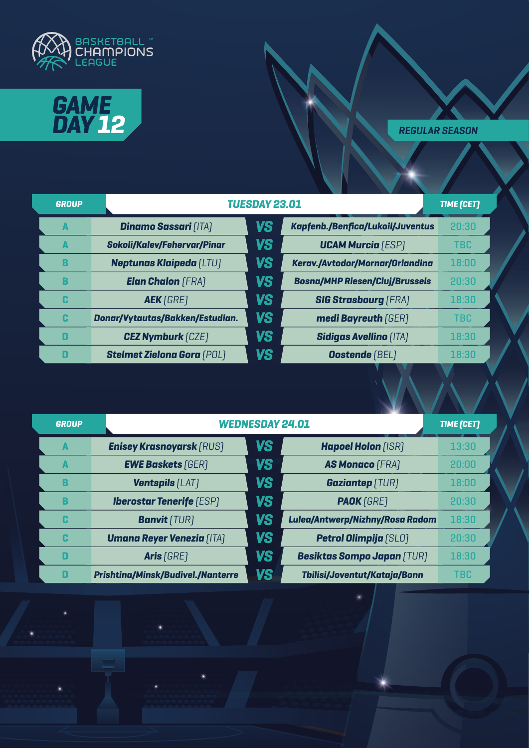BASKETBALL CHAMPIONS LEAGUE

# GAME DAY 12

REGULAR SEASON

| GROUP | TUESDAY 23.01 | | | TIME (CET) |
|---|---|---|---|---|
| A | **Dinamo Sassari** [ITA] | VS | **Kapfenb./Benfica/Lukoil/Juventus** | 20:30 |
| A | **Sokoli/Kalev/Fehervar/Pinar** | VS | **UCAM Murcia** [ESP] | TBC |
| B | **Neptunas Klaipeda** [LTU] | VS | **Kerav./Avtodor/Mornar/Orlandina** | 18:00 |
| B | **Elan Chalon** [FRA] | VS | **Bosna/MHP Riesen/Cluj/Brussels** | 20:30 |
| C | **AEK** [GRE] | VS | **SIG Strasbourg** [FRA] | 18:30 |
| C | **Donar/Vytautas/Bakken/Estudian.** | VS | **medi Bayreuth** [GER] | TBC |
| D | **CEZ Nymburk** [CZE] | VS | **Sidigas Avellino** [ITA] | 18:30 |
| D | **Stelmet Zielona Gora** [POL] | VS | **Oostende** [BEL] | 18:30 |

| GROUP | WEDNESDAY 24.01 | | | TIME (CET) |
|---|---|---|---|---|
| A | **Enisey Krasnoyarsk** [RUS] | VS | **Hapoel Holon** [ISR] | 13:30 |
| A | **EWE Baskets** [GER] | VS | **AS Monaco** [FRA] | 20:00 |
| B | **Ventspils** [LAT] | VS | **Gaziantep** [TUR] | 18:00 |
| B | **Iberostar Tenerife** [ESP] | VS | **PAOK** [GRE] | 20:30 |
| C | **Banvit** [TUR] | VS | **Lulea/Antwerp/Nizhny/Rosa Radom** | 18:30 |
| C | **Umana Reyer Venezia** [ITA] | VS | **Petrol Olimpija** [SLO] | 20:30 |
| D | **Aris** [GRE] | VS | **Besiktas Sompo Japan** [TUR] | 18:30 |
| D | **Prishtina/Minsk/Budivel./Nanterre** | VS | **Tbilisi/Joventut/Kataja/Bonn** | TBC |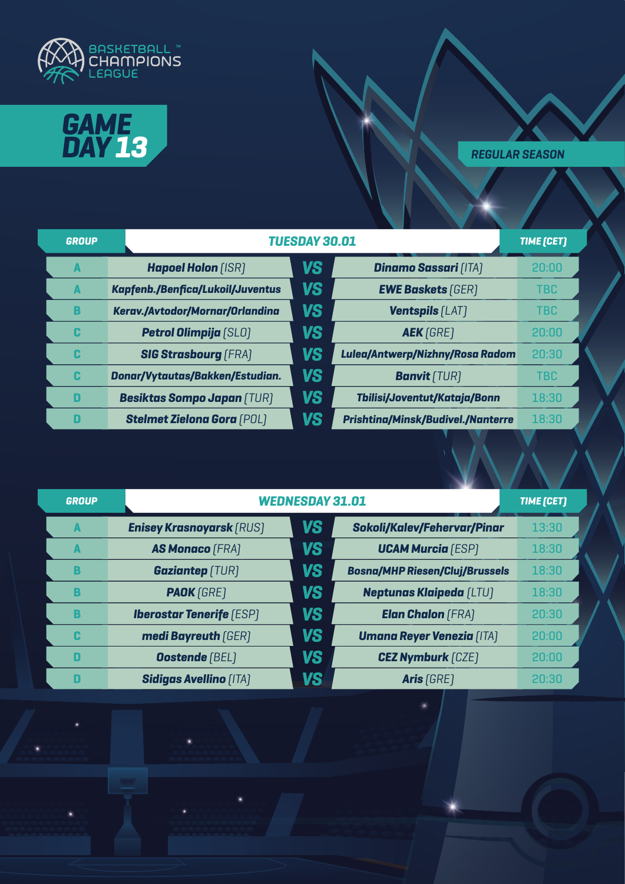BASKETBALL CHAMPIONS LEAGUE

# GAME DAY 13

REGULAR SEASON

| GROUP | TUESDAY 30.01 | | | TIME (CET) |
|---|---|---|---|---|
| A | **Hapoel Holon** [ISR] | VS | **Dinamo Sassari** [ITA] | 20:00 |
| A | **Kapfenb./Benfica/Lukoil/Juventus** | VS | **EWE Baskets** [GER] | TBC |
| B | **Kerav./Avtodor/Mornar/Orlandina** | VS | **Ventspils** [LAT] | TBC |
| C | **Petrol Olimpija** [SLO] | VS | **AEK** [GRE] | 20:00 |
| C | **SIG Strasbourg** [FRA] | VS | **Lulea/Antwerp/Nizhny/Rosa Radom** | 20:30 |
| C | **Donar/Vytautas/Bakken/Estudian.** | VS | **Banvit** [TUR] | TBC |
| D | **Besiktas Sompo Japan** [TUR] | VS | **Tbilisi/Joventut/Kataja/Bonn** | 18:30 |
| D | **Stelmet Zielona Gora** [POL] | VS | **Prishtina/Minsk/Budivel./Nanterre** | 18:30 |

| GROUP | WEDNESDAY 31.01 | | | TIME (CET) |
|---|---|---|---|---|
| A | **Enisey Krasnoyarsk** [RUS] | VS | **Sokoli/Kalev/Fehervar/Pinar** | 13:30 |
| A | **AS Monaco** [FRA] | VS | **UCAM Murcia** [ESP] | 18:30 |
| B | **Gaziantep** [TUR] | VS | **Bosna/MHP Riesen/Cluj/Brussels** | 18:30 |
| B | **PAOK** [GRE] | VS | **Neptunas Klaipeda** [LTU] | 18:30 |
| B | **Iberostar Tenerife** [ESP] | VS | **Elan Chalon** [FRA] | 20:30 |
| C | **medi Bayreuth** [GER] | VS | **Umana Reyer Venezia** [ITA] | 20:00 |
| D | **Oostende** [BEL] | VS | **CEZ Nymburk** [CZE] | 20:00 |
| D | **Sidigas Avellino** [ITA] | VS | **Aris** [GRE] | 20:30 |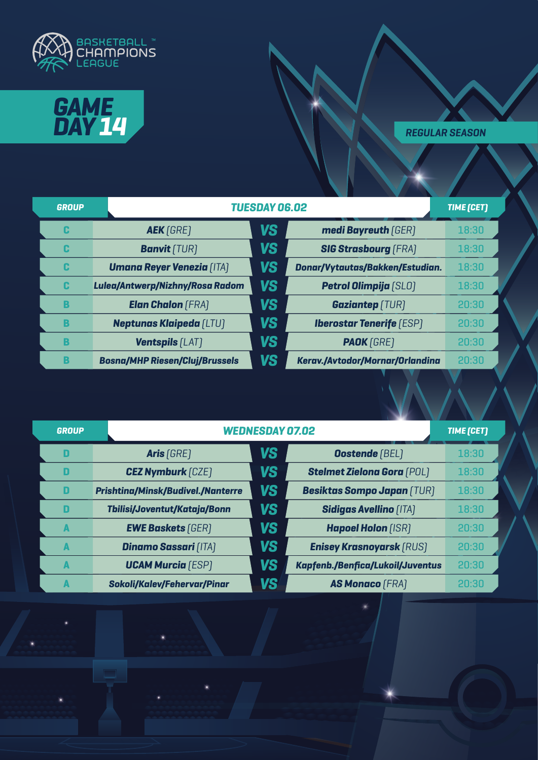BASKETBALL™ CHAMPIONS LEAGUE

# GAME DAY 14

REGULAR SEASON

| GROUP | TUESDAY 06.02 | | | TIME (CET) |
|---|---|---|---|---|
| C | **AEK** [GRE] | VS | **medi Bayreuth** [GER] | 18:30 |
| C | **Banvit** [TUR] | VS | **SIG Strasbourg** [FRA] | 18:30 |
| C | **Umana Reyer Venezia** [ITA] | VS | **Donar/Vytautas/Bakken/Estudian.** | 18:30 |
| C | **Lulea/Antwerp/Nizhny/Rosa Radom** | VS | **Petrol Olimpija** [SLO] | 18:30 |
| B | **Elan Chalon** [FRA] | VS | **Gaziantep** [TUR] | 20:30 |
| B | **Neptunas Klaipeda** [LTU] | VS | **Iberostar Tenerife** [ESP] | 20:30 |
| B | **Ventspils** [LAT] | VS | **PAOK** [GRE] | 20:30 |
| B | **Bosna/MHP Riesen/Cluj/Brussels** | VS | **Kerav./Avtodor/Mornar/Orlandina** | 20:30 |

| GROUP | WEDNESDAY 07.02 | | | TIME (CET) |
|---|---|---|---|---|
| D | **Aris** [GRE] | VS | **Oostende** [BEL] | 18:30 |
| D | **CEZ Nymburk** [CZE] | VS | **Stelmet Zielona Gora** [POL] | 18:30 |
| D | **Prishtina/Minsk/Budivel./Nanterre** | VS | **Besiktas Sompo Japan** [TUR] | 18:30 |
| D | **Tbilisi/Joventut/Kataja/Bonn** | VS | **Sidigas Avellino** [ITA] | 18:30 |
| A | **EWE Baskets** [GER] | VS | **Hapoel Holon** [ISR] | 20:30 |
| A | **Dinamo Sassari** [ITA] | VS | **Enisey Krasnoyarsk** [RUS] | 20:30 |
| A | **UCAM Murcia** [ESP] | VS | **Kapfenb./Benfica/Lukoil/Juventus** | 20:30 |
| A | **Sokoli/Kalev/Fehervar/Pinar** | VS | **AS Monaco** [FRA] | 20:30 |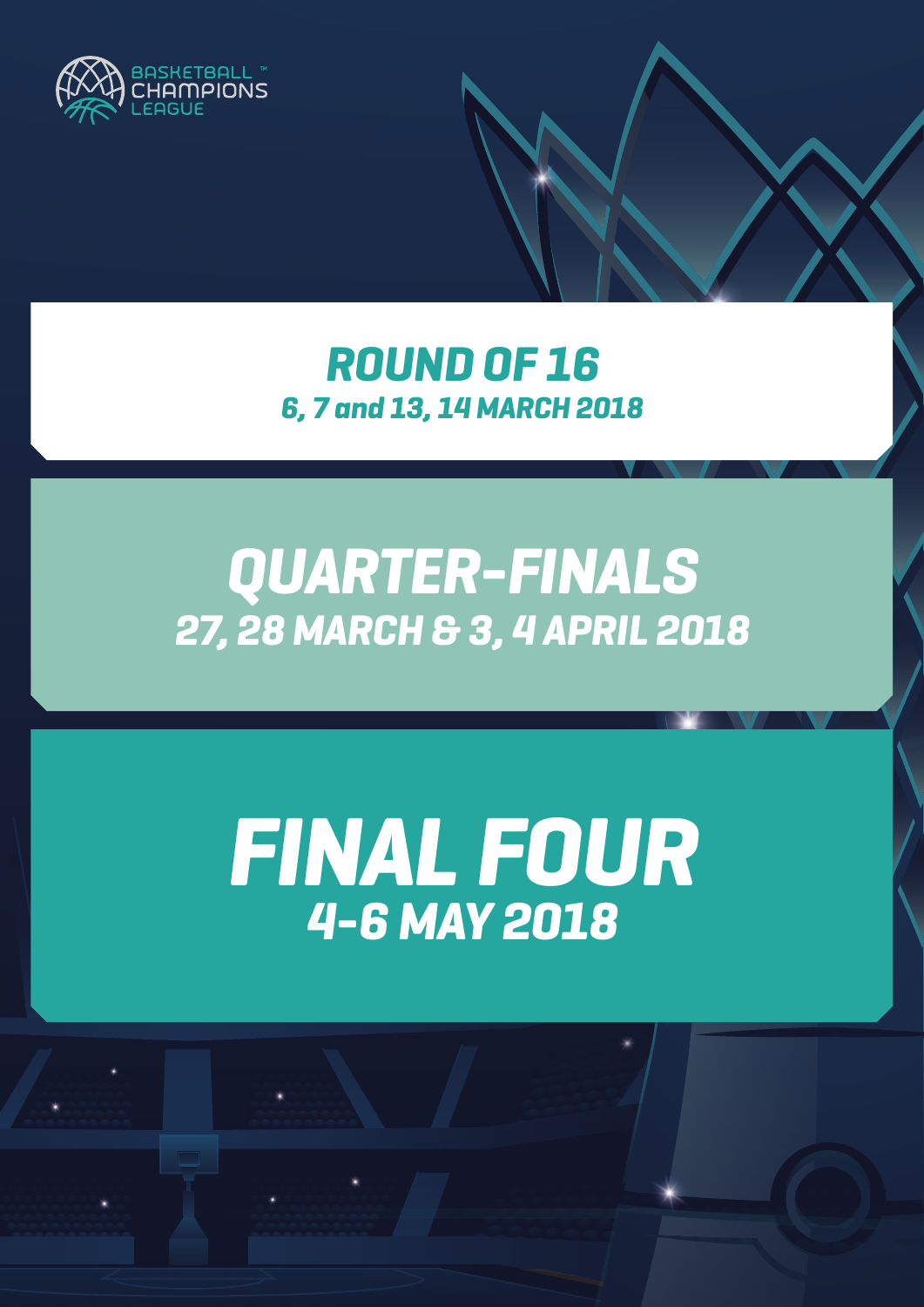BASKETBALL™ CHAMPIONS LEAGUE

## ROUND OF 16
*6, 7 and 13, 14 MARCH 2018*

## QUARTER-FINALS
*27, 28 MARCH & 3, 4 APRIL 2018*

## FINAL FOUR
*4-6 MAY 2018*